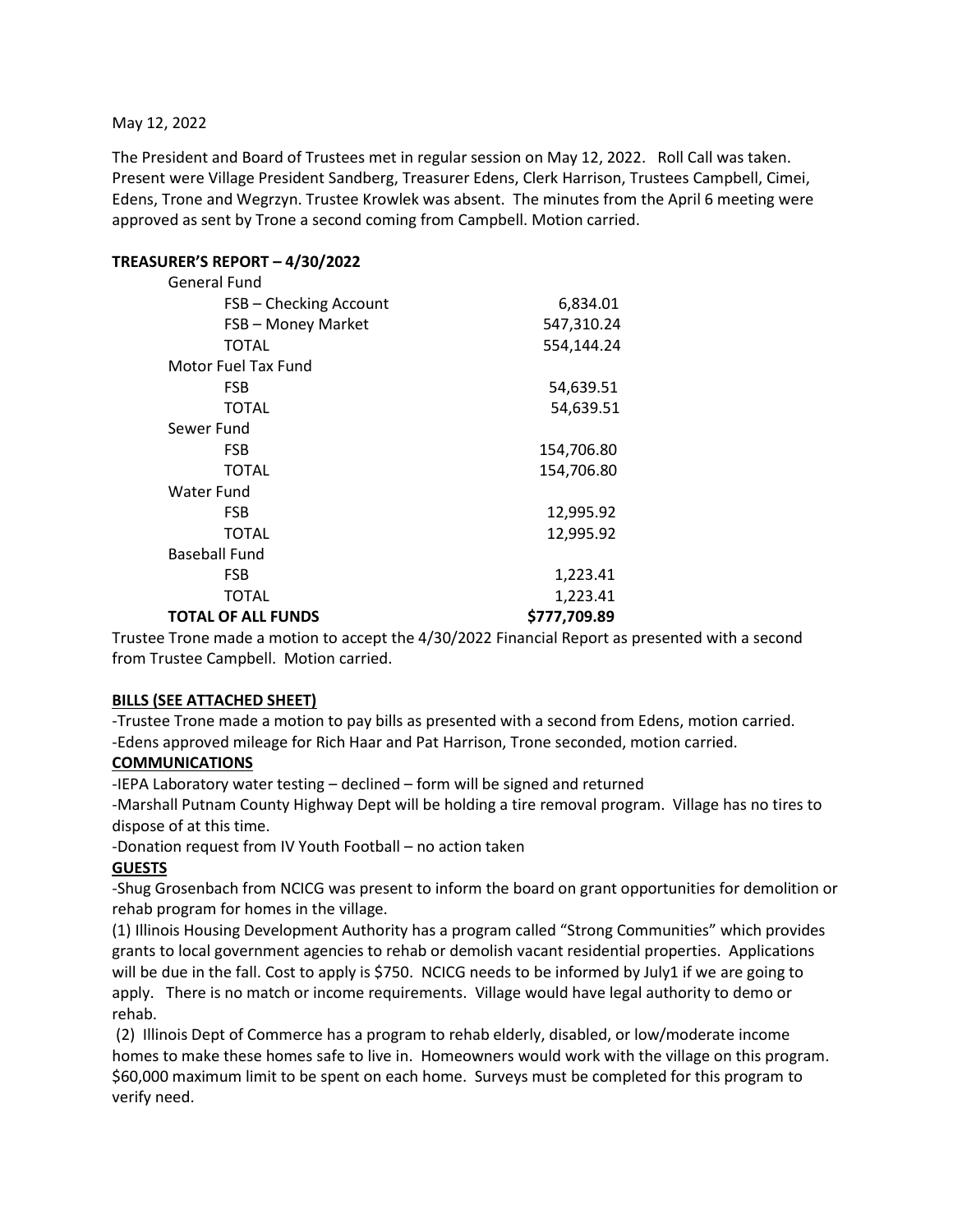May 12, 2022

The President and Board of Trustees met in regular session on May 12, 2022. Roll Call was taken. Present were Village President Sandberg, Treasurer Edens, Clerk Harrison, Trustees Campbell, Cimei, Edens, Trone and Wegrzyn. Trustee Krowlek was absent. The minutes from the April 6 meeting were approved as sent by Trone a second coming from Campbell. Motion carried.

**TREASURER'S REPORT – 4/30/2022**

| | |
|---|---|
| General Fund | |
| FSB – Checking Account | 6,834.01 |
| FSB – Money Market | 547,310.24 |
| TOTAL | 554,144.24 |
| Motor Fuel Tax Fund | |
| FSB | 54,639.51 |
| TOTAL | 54,639.51 |
| Sewer Fund | |
| FSB | 154,706.80 |
| TOTAL | 154,706.80 |
| Water Fund | |
| FSB | 12,995.92 |
| TOTAL | 12,995.92 |
| Baseball Fund | |
| FSB | 1,223.41 |
| TOTAL | 1,223.41 |
| **TOTAL OF ALL FUNDS** | **$777,709.89** |

Trustee Trone made a motion to accept the 4/30/2022 Financial Report as presented with a second from Trustee Campbell. Motion carried.

**BILLS (SEE ATTACHED SHEET)**

-Trustee Trone made a motion to pay bills as presented with a second from Edens, motion carried.
-Edens approved mileage for Rich Haar and Pat Harrison, Trone seconded, motion carried.

**COMMUNICATIONS**

-IEPA Laboratory water testing – declined – form will be signed and returned
-Marshall Putnam County Highway Dept will be holding a tire removal program. Village has no tires to dispose of at this time.
-Donation request from IV Youth Football – no action taken

**GUESTS**

-Shug Grosenbach from NCICG was present to inform the board on grant opportunities for demolition or rehab program for homes in the village.

(1) Illinois Housing Development Authority has a program called "Strong Communities" which provides grants to local government agencies to rehab or demolish vacant residential properties. Applications will be due in the fall. Cost to apply is $750. NCICG needs to be informed by July1 if we are going to apply. There is no match or income requirements. Village would have legal authority to demo or rehab.

(2) Illinois Dept of Commerce has a program to rehab elderly, disabled, or low/moderate income homes to make these homes safe to live in. Homeowners would work with the village on this program. $60,000 maximum limit to be spent on each home. Surveys must be completed for this program to verify need.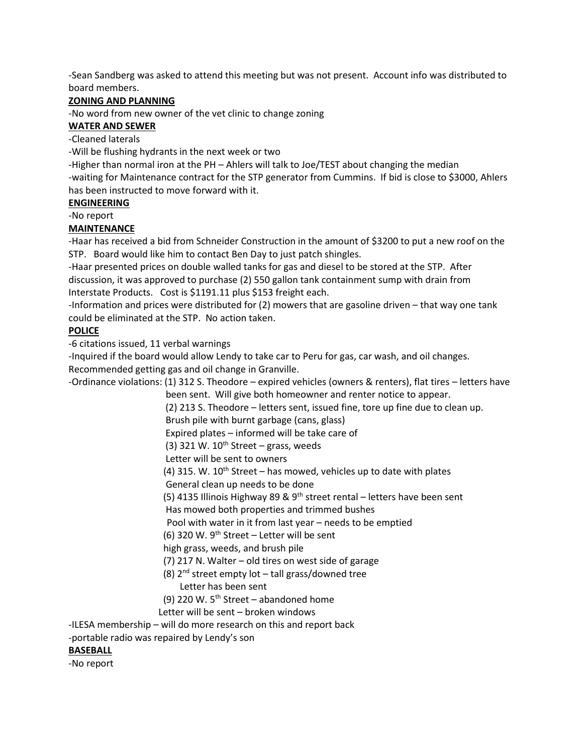-Sean Sandberg was asked to attend this meeting but was not present. Account info was distributed to board members.

**ZONING AND PLANNING**

-No word from new owner of the vet clinic to change zoning

**WATER AND SEWER**

-Cleaned laterals

-Will be flushing hydrants in the next week or two

-Higher than normal iron at the PH – Ahlers will talk to Joe/TEST about changing the median

-waiting for Maintenance contract for the STP generator from Cummins. If bid is close to $3000, Ahlers has been instructed to move forward with it.

**ENGINEERING**

-No report

**MAINTENANCE**

-Haar has received a bid from Schneider Construction in the amount of $3200 to put a new roof on the STP. Board would like him to contact Ben Day to just patch shingles.

-Haar presented prices on double walled tanks for gas and diesel to be stored at the STP. After discussion, it was approved to purchase (2) 550 gallon tank containment sump with drain from Interstate Products. Cost is $1191.11 plus $153 freight each.

-Information and prices were distributed for (2) mowers that are gasoline driven – that way one tank could be eliminated at the STP. No action taken.

**POLICE**

-6 citations issued, 11 verbal warnings

-Inquired if the board would allow Lendy to take car to Peru for gas, car wash, and oil changes. Recommended getting gas and oil change in Granville.

-Ordinance violations: (1) 312 S. Theodore – expired vehicles (owners & renters), flat tires – letters have been sent. Will give both homeowner and renter notice to appear.

(2) 213 S. Theodore – letters sent, issued fine, tore up fine due to clean up.
Brush pile with burnt garbage (cans, glass)
Expired plates – informed will be take care of

(3) 321 W. 10th Street – grass, weeds
Letter will be sent to owners

(4) 315. W. 10th Street – has mowed, vehicles up to date with plates
General clean up needs to be done

(5) 4135 Illinois Highway 89 & 9th street rental – letters have been sent
Has mowed both properties and trimmed bushes
Pool with water in it from last year – needs to be emptied

(6) 320 W. 9th Street – Letter will be sent
high grass, weeds, and brush pile

(7) 217 N. Walter – old tires on west side of garage

(8) 2nd street empty lot – tall grass/downed tree
Letter has been sent

(9) 220 W. 5th Street – abandoned home
Letter will be sent – broken windows

-ILESA membership – will do more research on this and report back

-portable radio was repaired by Lendy's son

**BASEBALL**

-No report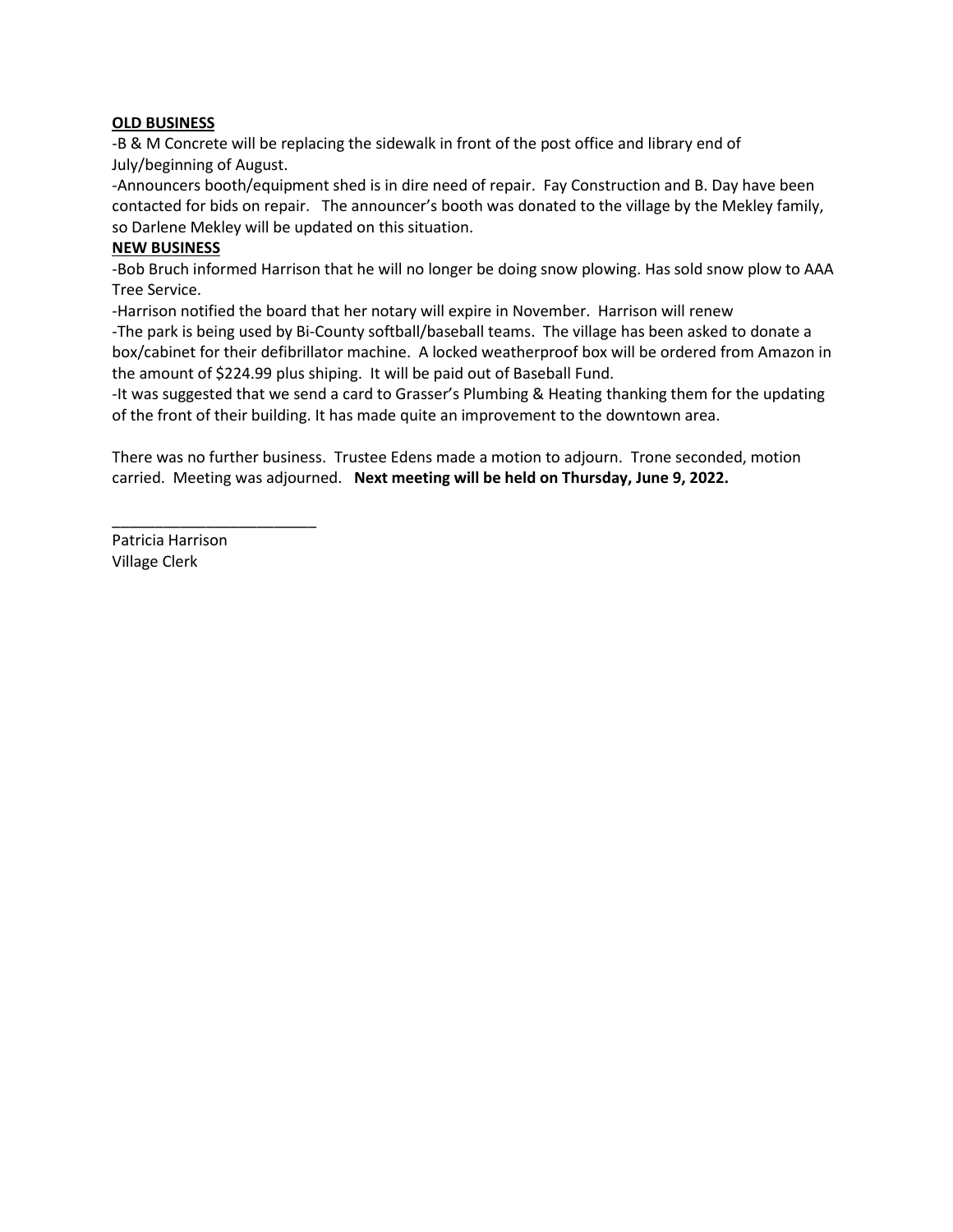**OLD BUSINESS**

-B & M Concrete will be replacing the sidewalk in front of the post office and library end of July/beginning of August.

-Announcers booth/equipment shed is in dire need of repair. Fay Construction and B. Day have been contacted for bids on repair. The announcer's booth was donated to the village by the Mekley family, so Darlene Mekley will be updated on this situation.

**NEW BUSINESS**

-Bob Bruch informed Harrison that he will no longer be doing snow plowing. Has sold snow plow to AAA Tree Service.

-Harrison notified the board that her notary will expire in November. Harrison will renew

-The park is being used by Bi-County softball/baseball teams. The village has been asked to donate a box/cabinet for their defibrillator machine. A locked weatherproof box will be ordered from Amazon in the amount of $224.99 plus shiping. It will be paid out of Baseball Fund.

-It was suggested that we send a card to Grasser's Plumbing & Heating thanking them for the updating of the front of their building. It has made quite an improvement to the downtown area.

There was no further business. Trustee Edens made a motion to adjourn. Trone seconded, motion carried. Meeting was adjourned. **Next meeting will be held on Thursday, June 9, 2022.**

________________________

Patricia Harrison
Village Clerk